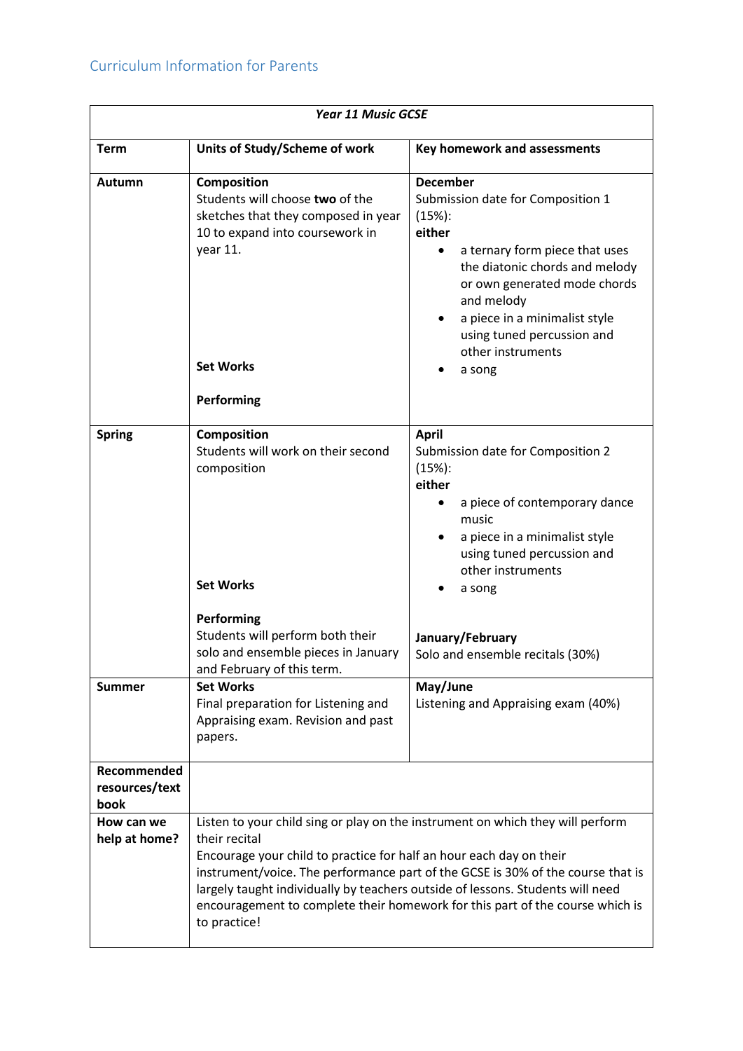## Curriculum Information for Parents

| *Year 11 Music GCSE* | | |
|---|---|---|
| **Term** | **Units of Study/Scheme of work** | **Key homework and assessments** |
| **Autumn** | **Composition**<br>Students will choose **two** of the sketches that they composed in year 10 to expand into coursework in year 11.<br><br>**Set Works**<br><br>**Performing** | **December**<br>Submission date for Composition 1 (15%):<br>**either**<br>• a ternary form piece that uses the diatonic chords and melody or own generated mode chords and melody<br>• a piece in a minimalist style using tuned percussion and other instruments<br>• a song |
| **Spring** | **Composition**<br>Students will work on their second composition<br><br>**Set Works**<br><br>**Performing**<br>Students will perform both their solo and ensemble pieces in January and February of this term. | **April**<br>Submission date for Composition 2 (15%):<br>**either**<br>• a piece of contemporary dance music<br>• a piece in a minimalist style using tuned percussion and other instruments<br>• a song<br><br>**January/February**<br>Solo and ensemble recitals (30%) |
| **Summer** | **Set Works**<br>Final preparation for Listening and Appraising exam. Revision and past papers. | **May/June**<br>Listening and Appraising exam (40%) |
| **Recommended resources/text book** | | |
| **How can we help at home?** | Listen to your child sing or play on the instrument on which they will perform their recital<br>Encourage your child to practice for half an hour each day on their instrument/voice. The performance part of the GCSE is 30% of the course that is largely taught individually by teachers outside of lessons. Students will need encouragement to complete their homework for this part of the course which is to practice! | |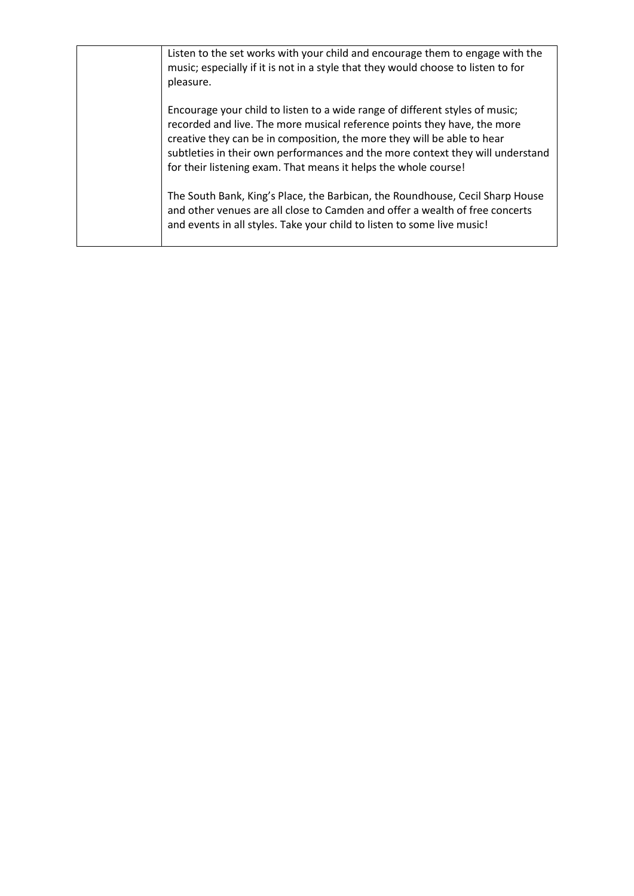| | |
|---|---|
| | Listen to the set works with your child and encourage them to engage with the music; especially if it is not in a style that they would choose to listen to for pleasure.<br><br>Encourage your child to listen to a wide range of different styles of music; recorded and live. The more musical reference points they have, the more creative they can be in composition, the more they will be able to hear subtleties in their own performances and the more context they will understand for their listening exam. That means it helps the whole course!<br><br>The South Bank, King's Place, the Barbican, the Roundhouse, Cecil Sharp House and other venues are all close to Camden and offer a wealth of free concerts and events in all styles. Take your child to listen to some live music! |